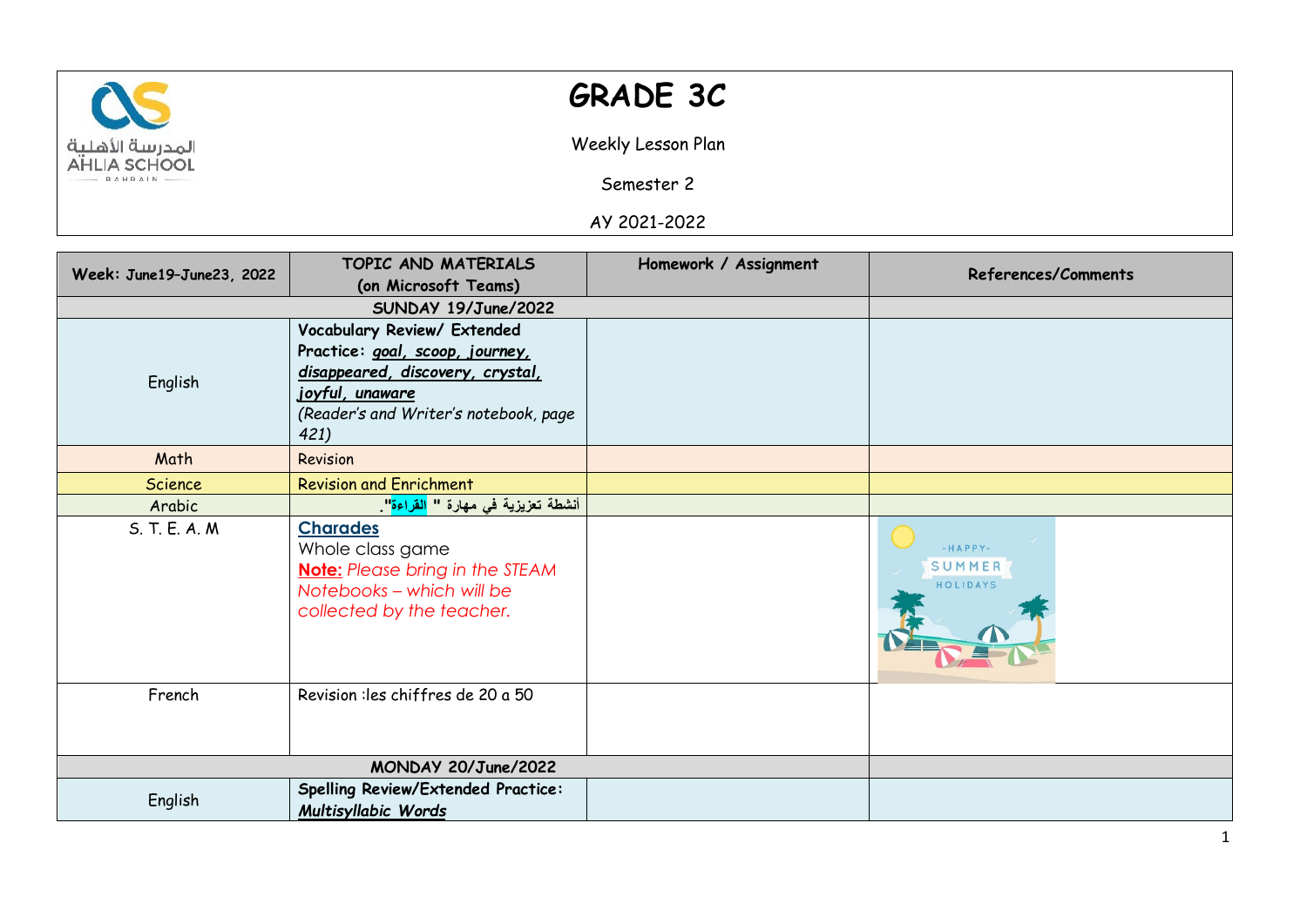# GRADE 3C

Weekly Lesson Plan

Semester 2

AY 2021-2022

| Week: June19–June23, 2022 | TOPIC AND MATERIALS (on Microsoft Teams) | Homework / Assignment | References/Comments |
|---|---|---|---|
| **SUNDAY 19/June/2022** | | | |
| English | **Vocabulary Review/ Extended Practice:** ***goal, scoop, journey, disappeared, discovery, crystal, joyful, unaware*** *(Reader's and Writer's notebook, page 421)* | | |
| Math | Revision | | |
| Science | Revision and Enrichment | | |
| Arabic | أنشطة تعزيزية في مهارة " القراءة". | | |
| S. T. E. A. M | **Charades** Whole class game **Note:** *Please bring in the STEAM Notebooks – which will be collected by the teacher.* | | HAPPY SUMMER HOLIDAYS |
| French | Revision :les chiffres de 20 a 50 | | |
| **MONDAY 20/June/2022** | | | |
| English | **Spelling Review/Extended Practice:** ***Multisyllabic Words*** | | |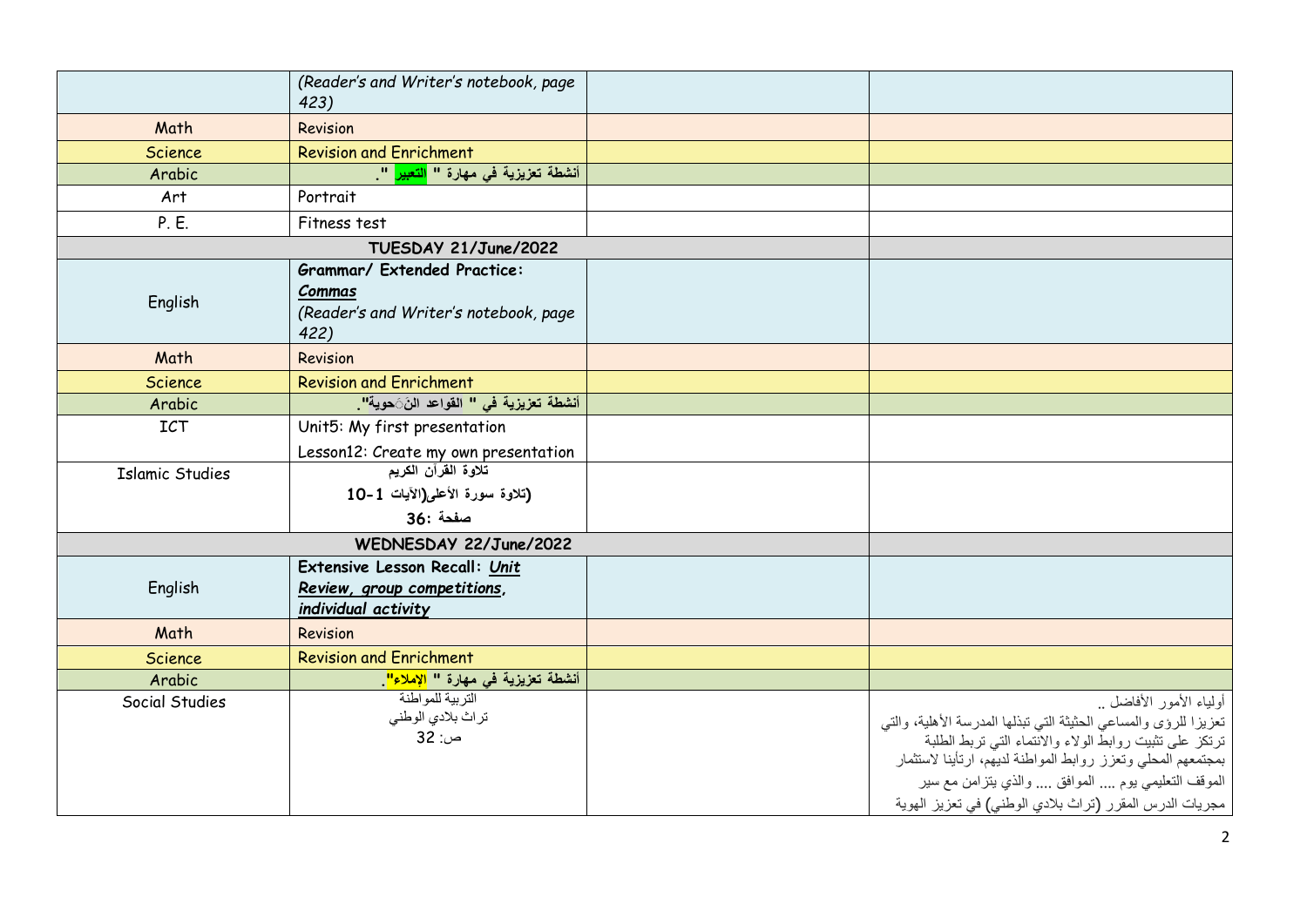|  |  |  |  |
|---|---|---|---|
|  | *(Reader's and Writer's notebook, page 423)* |  |  |
| Math | Revision |  |  |
| Science | Revision and Enrichment |  |  |
| Arabic | **أنشطة تعزيزية في مهارة " التعبير ".** |  |  |
| Art | Portrait |  |  |
| P. E. | Fitness test |  |  |
| **TUESDAY 21/June/2022** |  |  |  |
| English | **Grammar/ Extended Practice:** ***Commas*** *(Reader's and Writer's notebook, page 422)* |  |  |
| Math | Revision |  |  |
| Science | Revision and Enrichment |  |  |
| Arabic | **أنشطة تعزيزية في " القواعد النَحوية".** |  |  |
| ICT | Unit5: My first presentation Lesson12: Create my own presentation |  |  |
| Islamic Studies | **تلاوة القرآن الكريم (تلاوة سورة الأعلى(الآيات 1-10 صفحة :36** |  |  |
| **WEDNESDAY 22/June/2022** |  |  |  |
| English | **Extensive Lesson Recall: *Unit Review, group competitions, individual activity*** |  |  |
| Math | Revision |  |  |
| Science | Revision and Enrichment |  |  |
| Arabic | **أنشطة تعزيزية في مهارة " الإملاء".** |  |  |
| Social Studies | التربية للمواطنة تراث بلادي الوطني ص: 32 |  | أولياء الأمور الأفاضل .. تعزيزا للرؤى والمساعي الحثيثة التي تبذلها المدرسة الأهلية، والتي ترتكز على تثبيت روابط الولاء والانتماء التي تربط الطلبة بمجتمعهم المحلي وتعزز روابط المواطنة لديهم، ارتأينا لاستثمار الموقف التعليمي يوم .... الموافق .... والذي يتزامن مع سير مجريات الدرس المقرر (تراث بلادي الوطني) في تعزيز الهوية |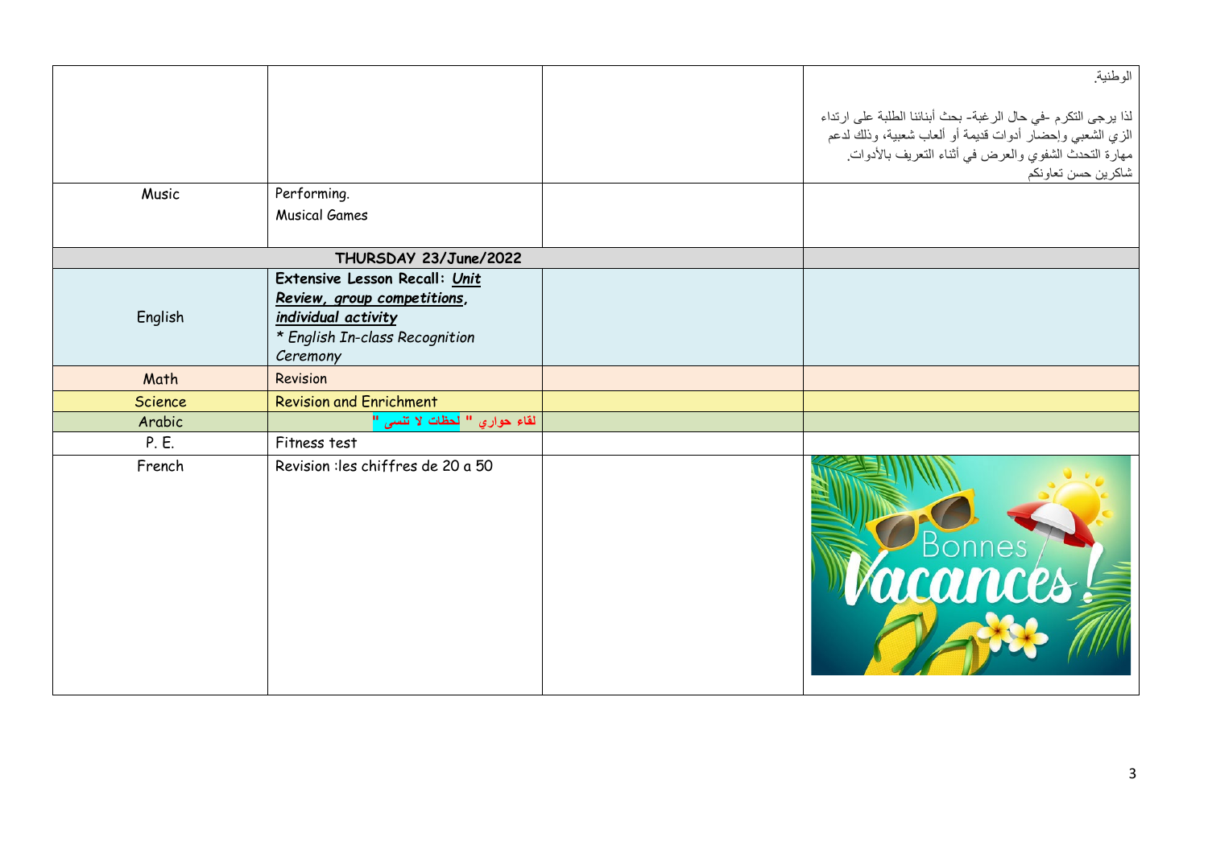| | | | |
|---|---|---|---|
| | | | الوطنية. لذا يرجى التكرم -في حال الرغبة- بحث أبنائنا الطلبة على ارتداء الزي الشعبي وإحضار أدوات قديمة أو ألعاب شعبية، وذلك لدعم مهارة التحدث الشفوي والعرض في أثناء التعريف بالأدوات. شاكرين حسن تعاونكم |
| Music | Performing. Musical Games | | |
| **THURSDAY 23/June/2022** | | | |
| English | **Extensive Lesson Recall: *Unit Review, group competitions, individual activity*** <br> *\* English In-class Recognition Ceremony* | | |
| Math | Revision | | |
| Science | Revision and Enrichment | | |
| Arabic | **لقاء حواري " لحظات لا تنسى "** | | |
| P. E. | Fitness test | | |
| French | Revision :les chiffres de 20 a 50 | | Bonnes Vacances! |